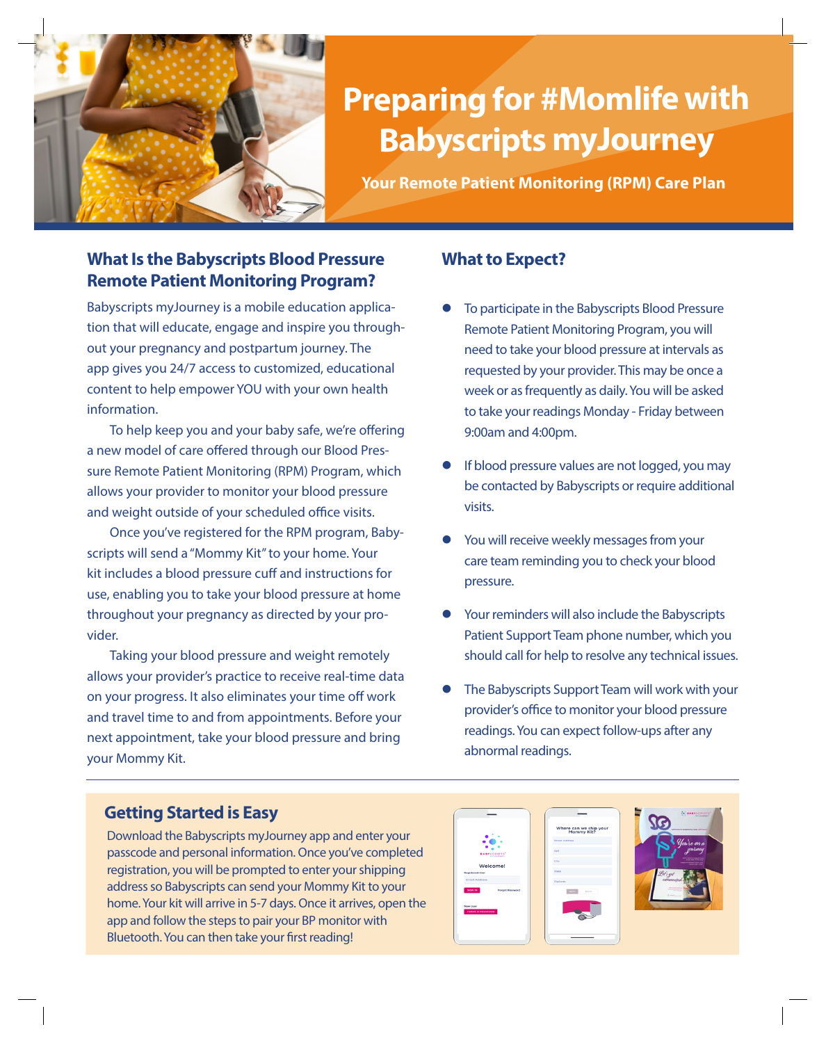# Preparing for #Momlife with Babyscripts myJourney

**Your Remote Patient Monitoring (RPM) Care Plan**

## What Is the Babyscripts Blood Pressure Remote Patient Monitoring Program?

Babyscripts myJourney is a mobile education application that will educate, engage and inspire you throughout your pregnancy and postpartum journey. The app gives you 24/7 access to customized, educational content to help empower YOU with your own health information.

To help keep you and your baby safe, we're offering a new model of care offered through our Blood Pressure Remote Patient Monitoring (RPM) Program, which allows your provider to monitor your blood pressure and weight outside of your scheduled office visits.

Once you've registered for the RPM program, Babyscripts will send a "Mommy Kit" to your home. Your kit includes a blood pressure cuff and instructions for use, enabling you to take your blood pressure at home throughout your pregnancy as directed by your provider.

Taking your blood pressure and weight remotely allows your provider's practice to receive real-time data on your progress. It also eliminates your time off work and travel time to and from appointments. Before your next appointment, take your blood pressure and bring your Mommy Kit.

## What to Expect?

- To participate in the Babyscripts Blood Pressure Remote Patient Monitoring Program, you will need to take your blood pressure at intervals as requested by your provider. This may be once a week or as frequently as daily. You will be asked to take your readings Monday - Friday between 9:00am and 4:00pm.
- If blood pressure values are not logged, you may be contacted by Babyscripts or require additional visits.
- You will receive weekly messages from your care team reminding you to check your blood pressure.
- Your reminders will also include the Babyscripts Patient Support Team phone number, which you should call for help to resolve any technical issues.
- The Babyscripts Support Team will work with your provider's office to monitor your blood pressure readings. You can expect follow-ups after any abnormal readings.

## Getting Started is Easy

Download the Babyscripts myJourney app and enter your passcode and personal information. Once you've completed registration, you will be prompted to enter your shipping address so Babyscripts can send your Mommy Kit to your home. Your kit will arrive in 5-7 days. Once it arrives, open the app and follow the steps to pair your BP monitor with Bluetooth. You can then take your first reading!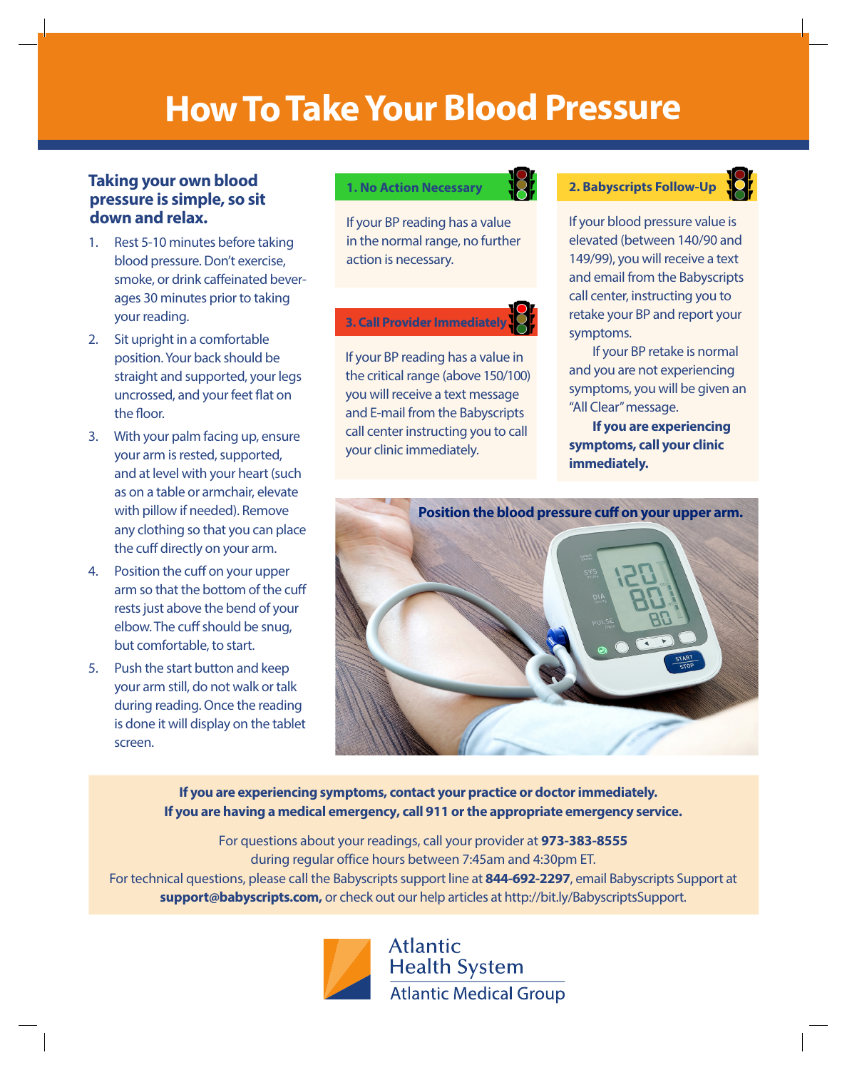# How To Take Your Blood Pressure

## Taking your own blood pressure is simple, so sit down and relax.

1. Rest 5-10 minutes before taking blood pressure. Don't exercise, smoke, or drink caffeinated beverages 30 minutes prior to taking your reading.
2. Sit upright in a comfortable position. Your back should be straight and supported, your legs uncrossed, and your feet flat on the floor.
3. With your palm facing up, ensure your arm is rested, supported, and at level with your heart (such as on a table or armchair, elevate with pillow if needed). Remove any clothing so that you can place the cuff directly on your arm.
4. Position the cuff on your upper arm so that the bottom of the cuff rests just above the bend of your elbow. The cuff should be snug, but comfortable, to start.
5. Push the start button and keep your arm still, do not walk or talk during reading. Once the reading is done it will display on the tablet screen.

### 1. No Action Necessary

If your BP reading has a value in the normal range, no further action is necessary.

### 3. Call Provider Immediately

If your BP reading has a value in the critical range (above 150/100) you will receive a text message and E-mail from the Babyscripts call center instructing you to call your clinic immediately.

### 2. Babyscripts Follow-Up

If your blood pressure value is elevated (between 140/90 and 149/99), you will receive a text and email from the Babyscripts call center, instructing you to retake your BP and report your symptoms.

If your BP retake is normal and you are not experiencing symptoms, you will be given an "All Clear" message.

**If you are experiencing symptoms, call your clinic immediately.**

**Position the blood pressure cuff on your upper arm.**

**If you are experiencing symptoms, contact your practice or doctor immediately.**
**If you are having a medical emergency, call 911 or the appropriate emergency service.**

For questions about your readings, call your provider at **973-383-8555** during regular office hours between 7:45am and 4:30pm ET.
For technical questions, please call the Babyscripts support line at **844-692-2297**, email Babyscripts Support at **support@babyscripts.com,** or check out our help articles at http://bit.ly/BabyscriptsSupport.

Atlantic Health System
Atlantic Medical Group